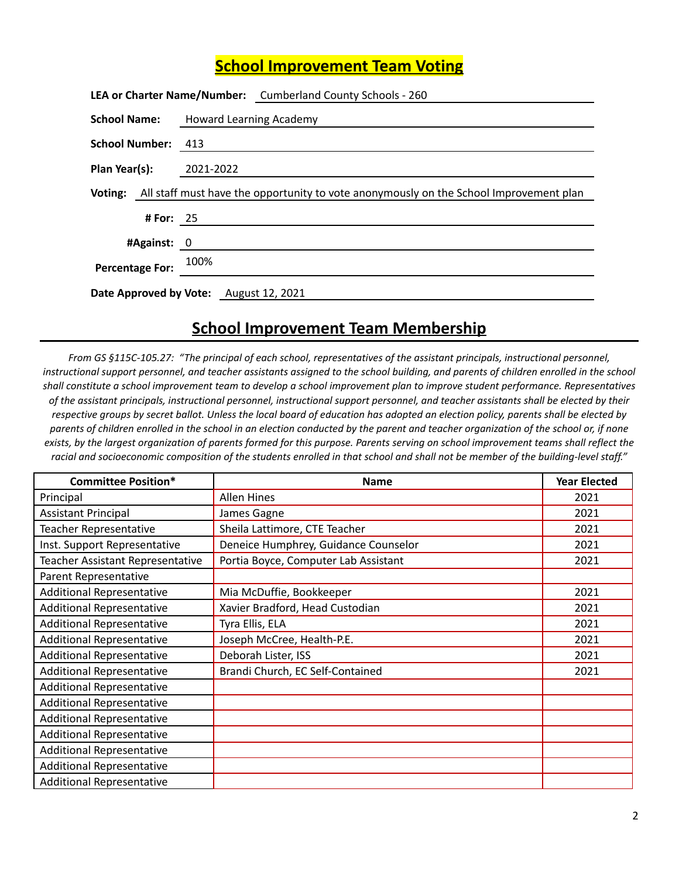# School Improvement Team Voting

**LEA or Charter Name/Number:** Cumberland County Schools - 260

**School Name:** Howard Learning Academy

**School Number:** 413

**Plan Year(s):** 2021-2022

**Voting:** All staff must have the opportunity to vote anonymously on the School Improvement plan

**# For:** 25

**#Against:** 0

**Percentage For:** 100%

**Date Approved by Vote:** August 12, 2021

## School Improvement Team Membership

*From GS §115C-105.27: "The principal of each school, representatives of the assistant principals, instructional personnel, instructional support personnel, and teacher assistants assigned to the school building, and parents of children enrolled in the school shall constitute a school improvement team to develop a school improvement plan to improve student performance. Representatives of the assistant principals, instructional personnel, instructional support personnel, and teacher assistants shall be elected by their respective groups by secret ballot. Unless the local board of education has adopted an election policy, parents shall be elected by parents of children enrolled in the school in an election conducted by the parent and teacher organization of the school or, if none exists, by the largest organization of parents formed for this purpose. Parents serving on school improvement teams shall reflect the racial and socioeconomic composition of the students enrolled in that school and shall not be member of the building-level staff."*

| Committee Position* | Name | Year Elected |
|---|---|---|
| Principal | Allen Hines | 2021 |
| Assistant Principal | James Gagne | 2021 |
| Teacher Representative | Sheila Lattimore, CTE Teacher | 2021 |
| Inst. Support Representative | Deneice Humphrey, Guidance Counselor | 2021 |
| Teacher Assistant Representative | Portia Boyce, Computer Lab Assistant | 2021 |
| Parent Representative | | |
| Additional Representative | Mia McDuffie, Bookkeeper | 2021 |
| Additional Representative | Xavier Bradford, Head Custodian | 2021 |
| Additional Representative | Tyra Ellis, ELA | 2021 |
| Additional Representative | Joseph McCree, Health-P.E. | 2021 |
| Additional Representative | Deborah Lister, ISS | 2021 |
| Additional Representative | Brandi Church, EC Self-Contained | 2021 |
| Additional Representative | | |
| Additional Representative | | |
| Additional Representative | | |
| Additional Representative | | |
| Additional Representative | | |
| Additional Representative | | |
| Additional Representative | | |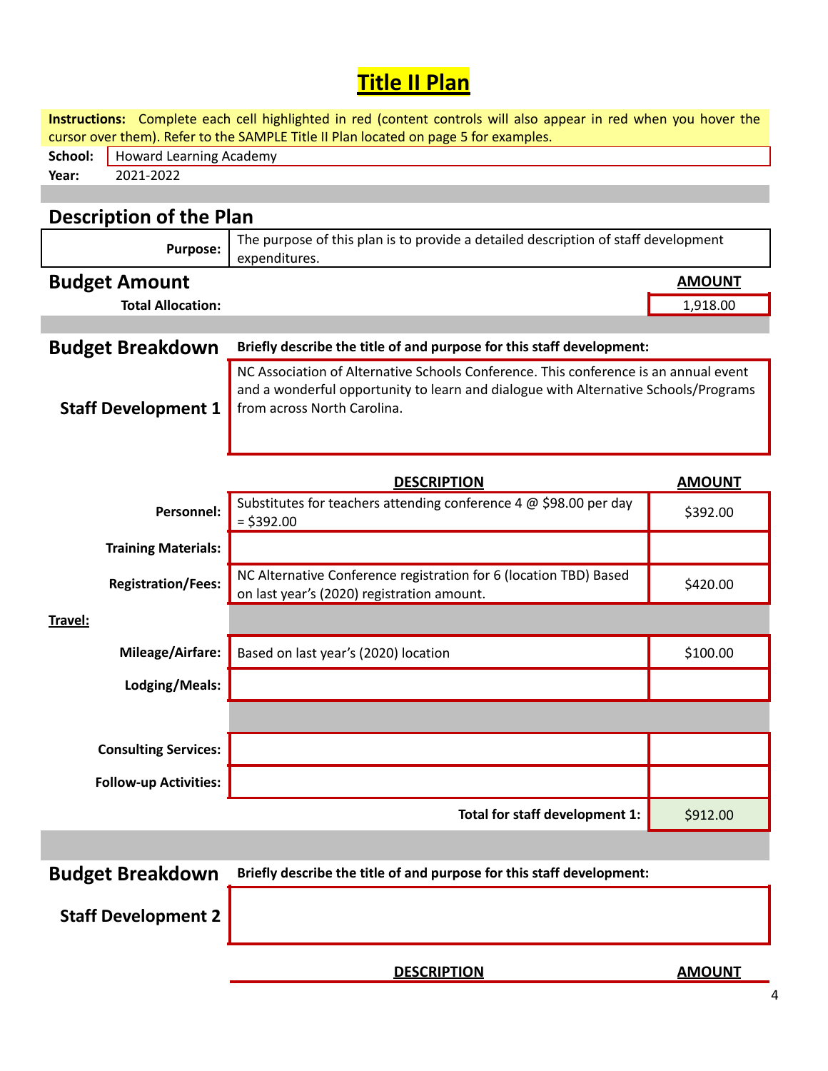# Title II Plan

**Instructions:** Complete each cell highlighted in red (content controls will also appear in red when you hover the cursor over them). Refer to the SAMPLE Title II Plan located on page 5 for examples.

**School:** Howard Learning Academy
**Year:** 2021-2022

## Description of the Plan

| | |
|---|---|
| **Purpose:** | The purpose of this plan is to provide a detailed description of staff development expenditures. |

## Budget Amount

| | AMOUNT |
|---|---|
| **Total Allocation:** | 1,918.00 |

## Budget Breakdown

**Briefly describe the title of and purpose for this staff development:**

### Staff Development 1

NC Association of Alternative Schools Conference. This conference is an annual event and a wonderful opportunity to learn and dialogue with Alternative Schools/Programs from across North Carolina.

| | DESCRIPTION | AMOUNT |
|---|---|---|
| **Personnel:** | Substitutes for teachers attending conference 4 @ $98.00 per day = $392.00 | $392.00 |
| **Training Materials:** | | |
| **Registration/Fees:** | NC Alternative Conference registration for 6 (location TBD) Based on last year's (2020) registration amount. | $420.00 |
| **Travel:** | | |
| **Mileage/Airfare:** | Based on last year's (2020) location | $100.00 |
| **Lodging/Meals:** | | |
| **Consulting Services:** | | |
| **Follow-up Activities:** | | |
| | **Total for staff development 1:** | $912.00 |

## Budget Breakdown

**Briefly describe the title of and purpose for this staff development:**

### Staff Development 2

| | DESCRIPTION | AMOUNT |
|---|---|---|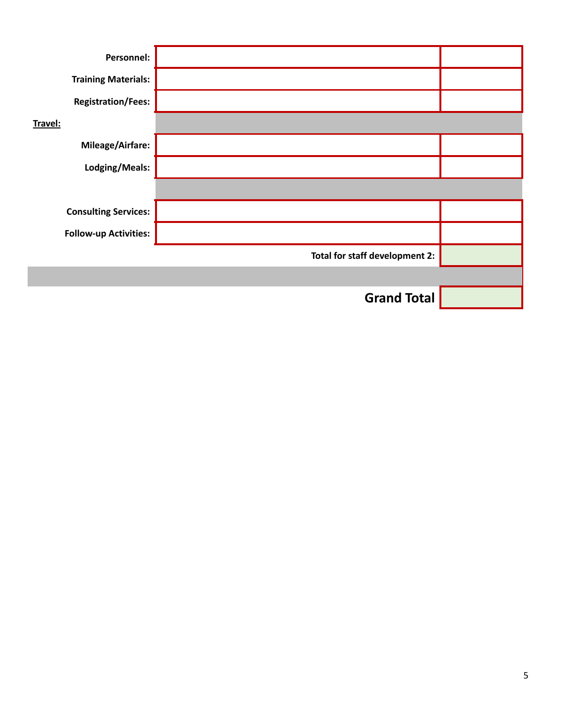| | | |
|---|---|---|
| **Personnel:** | | |
| **Training Materials:** | | |
| **Registration/Fees:** | | |
| **Travel:** | | |
| **Mileage/Airfare:** | | |
| **Lodging/Meals:** | | |
| | | |
| **Consulting Services:** | | |
| **Follow-up Activities:** | | |
| | **Total for staff development 2:** | |
| | | |
| | **Grand Total** | |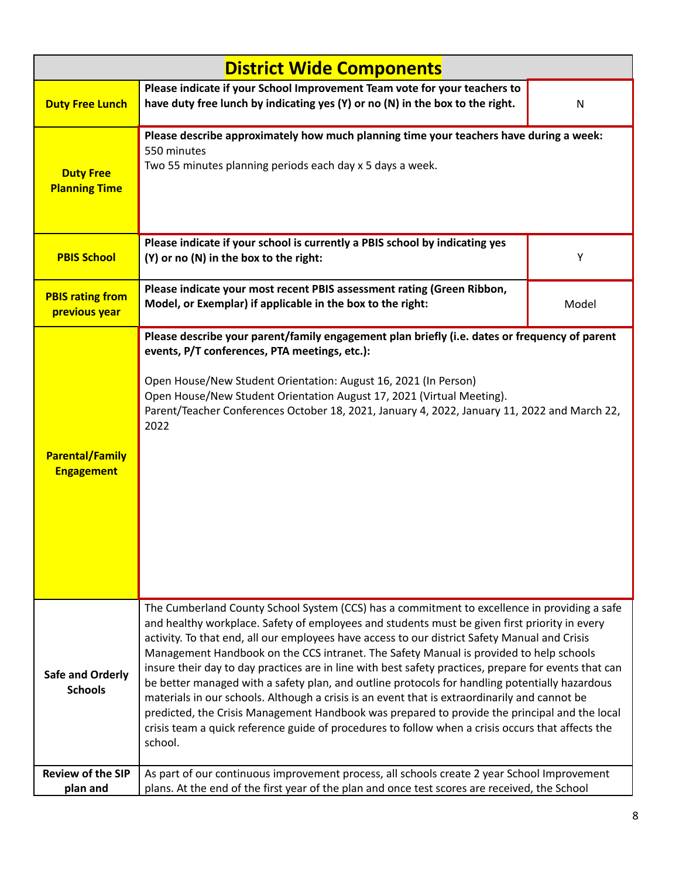| District Wide Components | | |
|---|---|---|
| **Duty Free Lunch** | **Please indicate if your School Improvement Team vote for your teachers to have duty free lunch by indicating yes (Y) or no (N) in the box to the right.** | N |
| **Duty Free Planning Time** | **Please describe approximately how much planning time your teachers have during a week:**<br>550 minutes<br>Two 55 minutes planning periods each day x 5 days a week. | |
| **PBIS School** | **Please indicate if your school is currently a PBIS school by indicating yes (Y) or no (N) in the box to the right:** | Y |
| **PBIS rating from previous year** | **Please indicate your most recent PBIS assessment rating (Green Ribbon, Model, or Exemplar) if applicable in the box to the right:** | Model |
| **Parental/Family Engagement** | **Please describe your parent/family engagement plan briefly (i.e. dates or frequency of parent events, P/T conferences, PTA meetings, etc.):**<br><br>Open House/New Student Orientation: August 16, 2021 (In Person)<br>Open House/New Student Orientation August 17, 2021 (Virtual Meeting).<br>Parent/Teacher Conferences October 18, 2021, January 4, 2022, January 11, 2022 and March 22, 2022 | |
| **Safe and Orderly Schools** | The Cumberland County School System (CCS) has a commitment to excellence in providing a safe and healthy workplace. Safety of employees and students must be given first priority in every activity. To that end, all our employees have access to our district Safety Manual and Crisis Management Handbook on the CCS intranet. The Safety Manual is provided to help schools insure their day to day practices are in line with best safety practices, prepare for events that can be better managed with a safety plan, and outline protocols for handling potentially hazardous materials in our schools. Although a crisis is an event that is extraordinarily and cannot be predicted, the Crisis Management Handbook was prepared to provide the principal and the local crisis team a quick reference guide of procedures to follow when a crisis occurs that affects the school. | |
| **Review of the SIP plan and** | As part of our continuous improvement process, all schools create 2 year School Improvement plans. At the end of the first year of the plan and once test scores are received, the School | |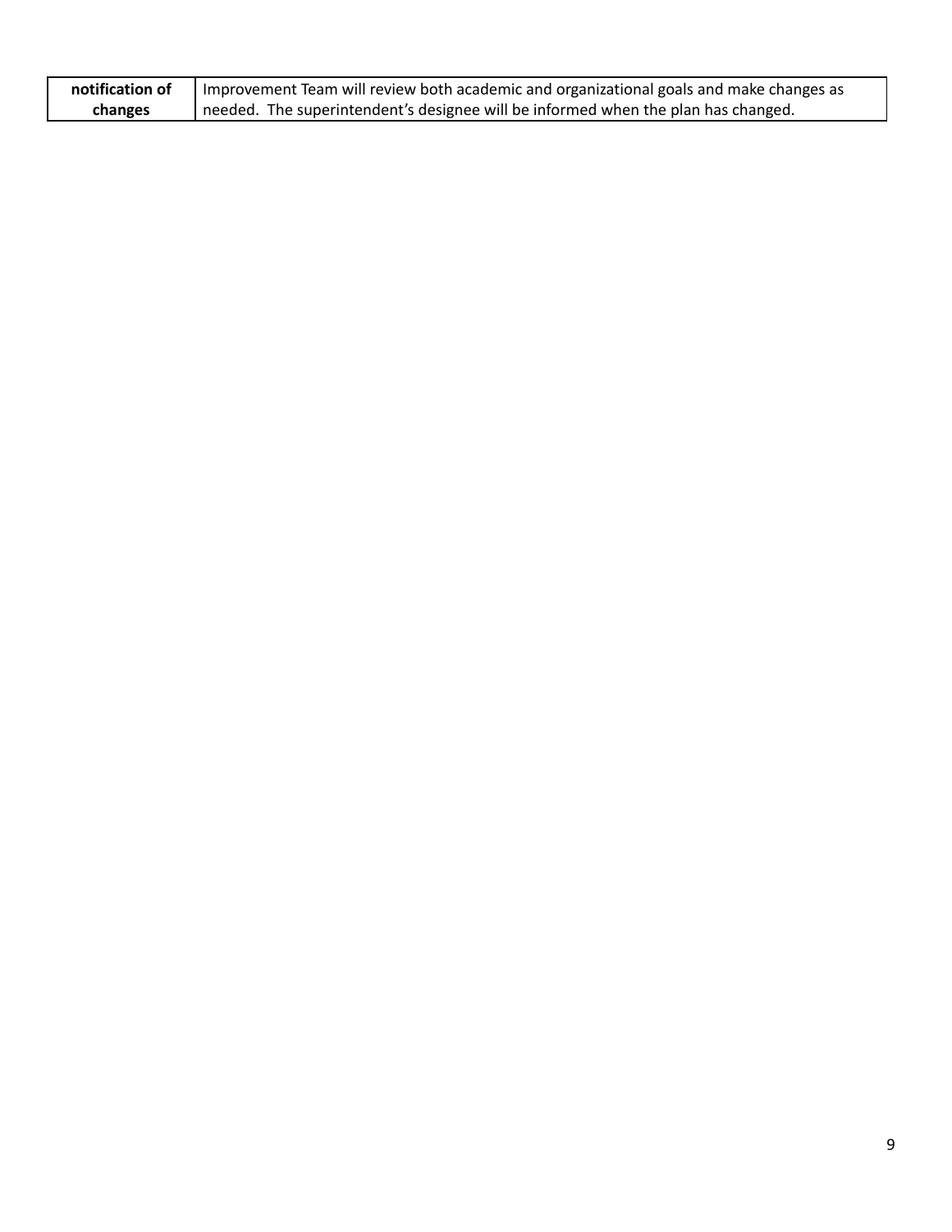| | |
|---|---|
| **notification of changes** | Improvement Team will review both academic and organizational goals and make changes as needed. The superintendent's designee will be informed when the plan has changed. |